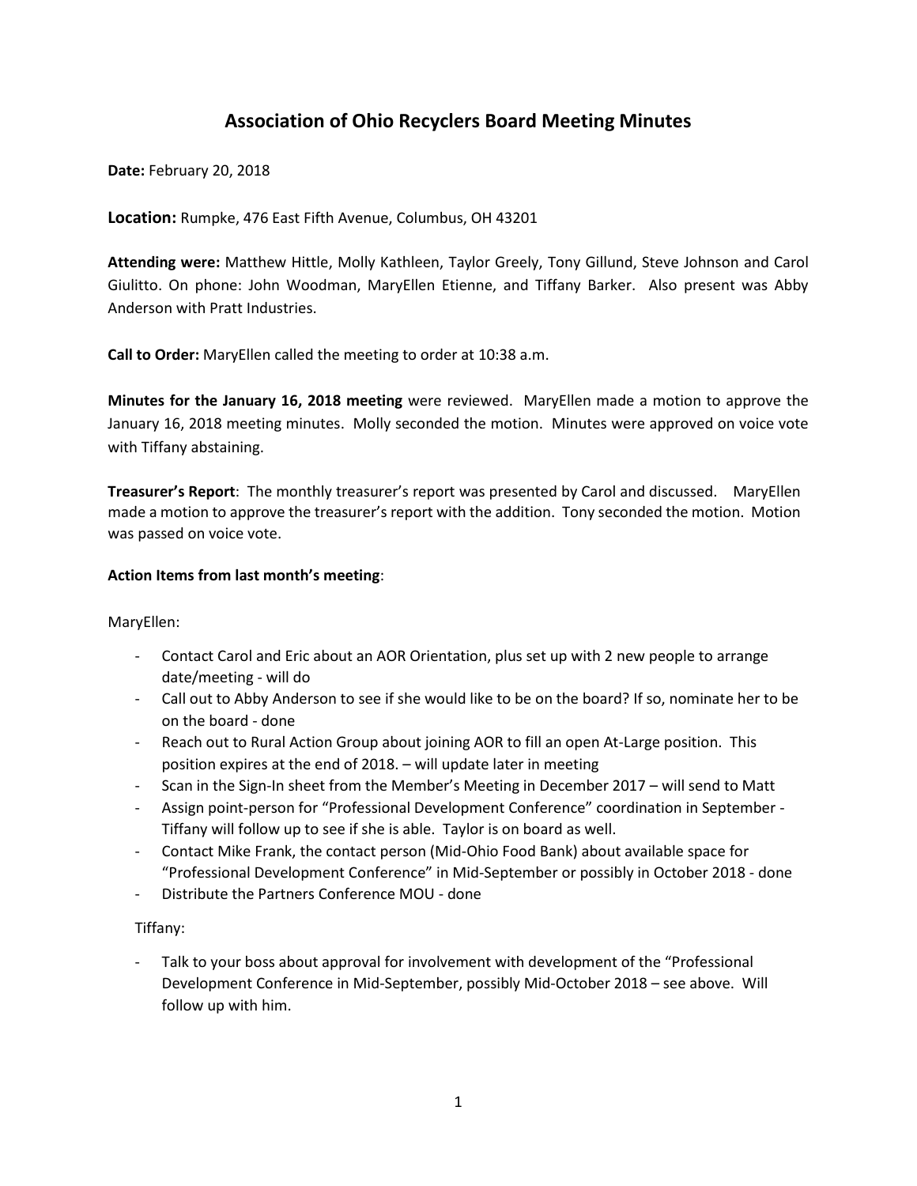# Association of Ohio Recyclers Board Meeting Minutes

**Date:** February 20, 2018

**Location:** Rumpke, 476 East Fifth Avenue, Columbus, OH 43201

**Attending were:** Matthew Hittle, Molly Kathleen, Taylor Greely, Tony Gillund, Steve Johnson and Carol Giulitto. On phone: John Woodman, MaryEllen Etienne, and Tiffany Barker. Also present was Abby Anderson with Pratt Industries.

**Call to Order:** MaryEllen called the meeting to order at 10:38 a.m.

**Minutes for the January 16, 2018 meeting** were reviewed. MaryEllen made a motion to approve the January 16, 2018 meeting minutes. Molly seconded the motion. Minutes were approved on voice vote with Tiffany abstaining.

**Treasurer's Report**: The monthly treasurer's report was presented by Carol and discussed. MaryEllen made a motion to approve the treasurer's report with the addition. Tony seconded the motion. Motion was passed on voice vote.

**Action Items from last month's meeting**:

MaryEllen:

- Contact Carol and Eric about an AOR Orientation, plus set up with 2 new people to arrange date/meeting - will do
- Call out to Abby Anderson to see if she would like to be on the board? If so, nominate her to be on the board - done
- Reach out to Rural Action Group about joining AOR to fill an open At-Large position. This position expires at the end of 2018. – will update later in meeting
- Scan in the Sign-In sheet from the Member's Meeting in December 2017 – will send to Matt
- Assign point-person for "Professional Development Conference" coordination in September - Tiffany will follow up to see if she is able. Taylor is on board as well.
- Contact Mike Frank, the contact person (Mid-Ohio Food Bank) about available space for "Professional Development Conference" in Mid-September or possibly in October 2018 - done
- Distribute the Partners Conference MOU - done

Tiffany:

- Talk to your boss about approval for involvement with development of the "Professional Development Conference in Mid-September, possibly Mid-October 2018 – see above. Will follow up with him.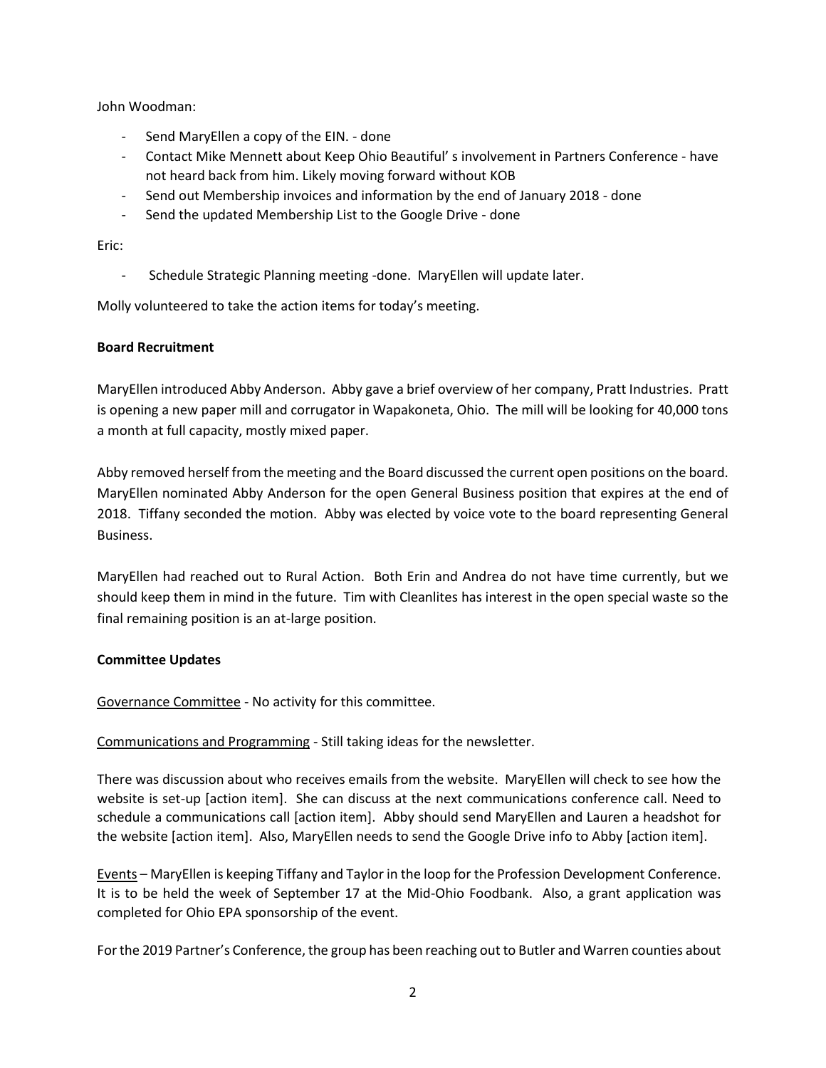John Woodman:

- Send MaryEllen a copy of the EIN. - done
- Contact Mike Mennett about Keep Ohio Beautiful' s involvement in Partners Conference - have not heard back from him. Likely moving forward without KOB
- Send out Membership invoices and information by the end of January 2018 - done
- Send the updated Membership List to the Google Drive - done

Eric:

- Schedule Strategic Planning meeting -done. MaryEllen will update later.

Molly volunteered to take the action items for today's meeting.

**Board Recruitment**

MaryEllen introduced Abby Anderson. Abby gave a brief overview of her company, Pratt Industries. Pratt is opening a new paper mill and corrugator in Wapakoneta, Ohio. The mill will be looking for 40,000 tons a month at full capacity, mostly mixed paper.

Abby removed herself from the meeting and the Board discussed the current open positions on the board. MaryEllen nominated Abby Anderson for the open General Business position that expires at the end of 2018. Tiffany seconded the motion. Abby was elected by voice vote to the board representing General Business.

MaryEllen had reached out to Rural Action. Both Erin and Andrea do not have time currently, but we should keep them in mind in the future. Tim with Cleanlites has interest in the open special waste so the final remaining position is an at-large position.

**Committee Updates**

<u>Governance Committee</u> - No activity for this committee.

<u>Communications and Programming</u> - Still taking ideas for the newsletter.

There was discussion about who receives emails from the website. MaryEllen will check to see how the website is set-up [action item]. She can discuss at the next communications conference call. Need to schedule a communications call [action item]. Abby should send MaryEllen and Lauren a headshot for the website [action item]. Also, MaryEllen needs to send the Google Drive info to Abby [action item].

<u>Events</u> – MaryEllen is keeping Tiffany and Taylor in the loop for the Profession Development Conference. It is to be held the week of September 17 at the Mid-Ohio Foodbank. Also, a grant application was completed for Ohio EPA sponsorship of the event.

For the 2019 Partner's Conference, the group has been reaching out to Butler and Warren counties about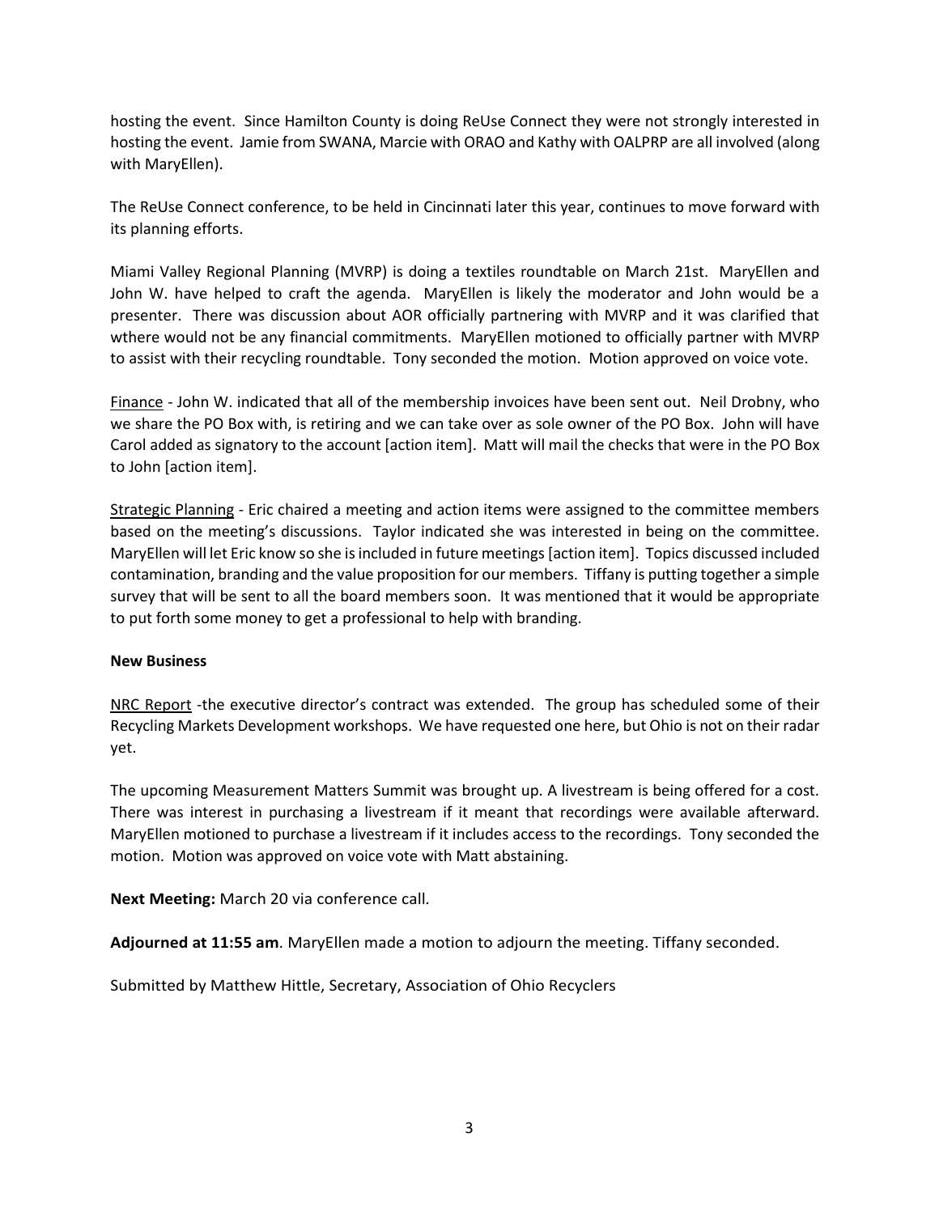hosting the event. Since Hamilton County is doing ReUse Connect they were not strongly interested in hosting the event. Jamie from SWANA, Marcie with ORAO and Kathy with OALPRP are all involved (along with MaryEllen).

The ReUse Connect conference, to be held in Cincinnati later this year, continues to move forward with its planning efforts.

Miami Valley Regional Planning (MVRP) is doing a textiles roundtable on March 21st. MaryEllen and John W. have helped to craft the agenda. MaryEllen is likely the moderator and John would be a presenter. There was discussion about AOR officially partnering with MVRP and it was clarified that wthere would not be any financial commitments. MaryEllen motioned to officially partner with MVRP to assist with their recycling roundtable. Tony seconded the motion. Motion approved on voice vote.

Finance - John W. indicated that all of the membership invoices have been sent out. Neil Drobny, who we share the PO Box with, is retiring and we can take over as sole owner of the PO Box. John will have Carol added as signatory to the account [action item]. Matt will mail the checks that were in the PO Box to John [action item].

Strategic Planning - Eric chaired a meeting and action items were assigned to the committee members based on the meeting's discussions. Taylor indicated she was interested in being on the committee. MaryEllen will let Eric know so she is included in future meetings [action item]. Topics discussed included contamination, branding and the value proposition for our members. Tiffany is putting together a simple survey that will be sent to all the board members soon. It was mentioned that it would be appropriate to put forth some money to get a professional to help with branding.

**New Business**

NRC Report -the executive director's contract was extended. The group has scheduled some of their Recycling Markets Development workshops. We have requested one here, but Ohio is not on their radar yet.

The upcoming Measurement Matters Summit was brought up. A livestream is being offered for a cost. There was interest in purchasing a livestream if it meant that recordings were available afterward. MaryEllen motioned to purchase a livestream if it includes access to the recordings. Tony seconded the motion. Motion was approved on voice vote with Matt abstaining.

**Next Meeting:** March 20 via conference call.

**Adjourned at 11:55 am**. MaryEllen made a motion to adjourn the meeting. Tiffany seconded.

Submitted by Matthew Hittle, Secretary, Association of Ohio Recyclers